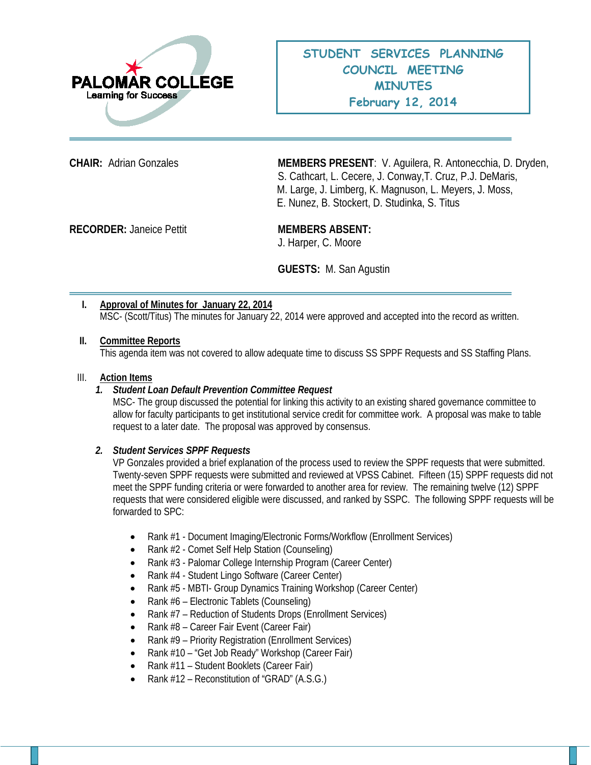PALOMAR COLLEGE
Learning for Success

# STUDENT SERVICES PLANNING COUNCIL MEETING MINUTES
## February 12, 2014

**CHAIR:** Adrian Gonzales

**MEMBERS PRESENT**: V. Aguilera, R. Antonecchia, D. Dryden, S. Cathcart, L. Cecere, J. Conway,T. Cruz, P.J. DeMaris, M. Large, J. Limberg, K. Magnuson, L. Meyers, J. Moss, E. Nunez, B. Stockert, D. Studinka, S. Titus

**RECORDER:** Janeice Pettit

**MEMBERS ABSENT:** J. Harper, C. Moore

**GUESTS:** M. San Agustin

**I. Approval of Minutes for January 22, 2014**

MSC- (Scott/Titus) The minutes for January 22, 2014 were approved and accepted into the record as written.

**II. Committee Reports**

This agenda item was not covered to allow adequate time to discuss SS SPPF Requests and SS Staffing Plans.

III. **Action Items**

***1. Student Loan Default Prevention Committee Request***

MSC- The group discussed the potential for linking this activity to an existing shared governance committee to allow for faculty participants to get institutional service credit for committee work. A proposal was make to table request to a later date. The proposal was approved by consensus.

***2. Student Services SPPF Requests***

VP Gonzales provided a brief explanation of the process used to review the SPPF requests that were submitted. Twenty-seven SPPF requests were submitted and reviewed at VPSS Cabinet. Fifteen (15) SPPF requests did not meet the SPPF funding criteria or were forwarded to another area for review. The remaining twelve (12) SPPF requests that were considered eligible were discussed, and ranked by SSPC. The following SPPF requests will be forwarded to SPC:

- Rank #1 - Document Imaging/Electronic Forms/Workflow (Enrollment Services)
- Rank #2 - Comet Self Help Station (Counseling)
- Rank #3 - Palomar College Internship Program (Career Center)
- Rank #4 - Student Lingo Software (Career Center)
- Rank #5 - MBTI- Group Dynamics Training Workshop (Career Center)
- Rank #6 – Electronic Tablets (Counseling)
- Rank #7 – Reduction of Students Drops (Enrollment Services)
- Rank #8 – Career Fair Event (Career Fair)
- Rank #9 – Priority Registration (Enrollment Services)
- Rank #10 – "Get Job Ready" Workshop (Career Fair)
- Rank #11 – Student Booklets (Career Fair)
- Rank #12 – Reconstitution of "GRAD" (A.S.G.)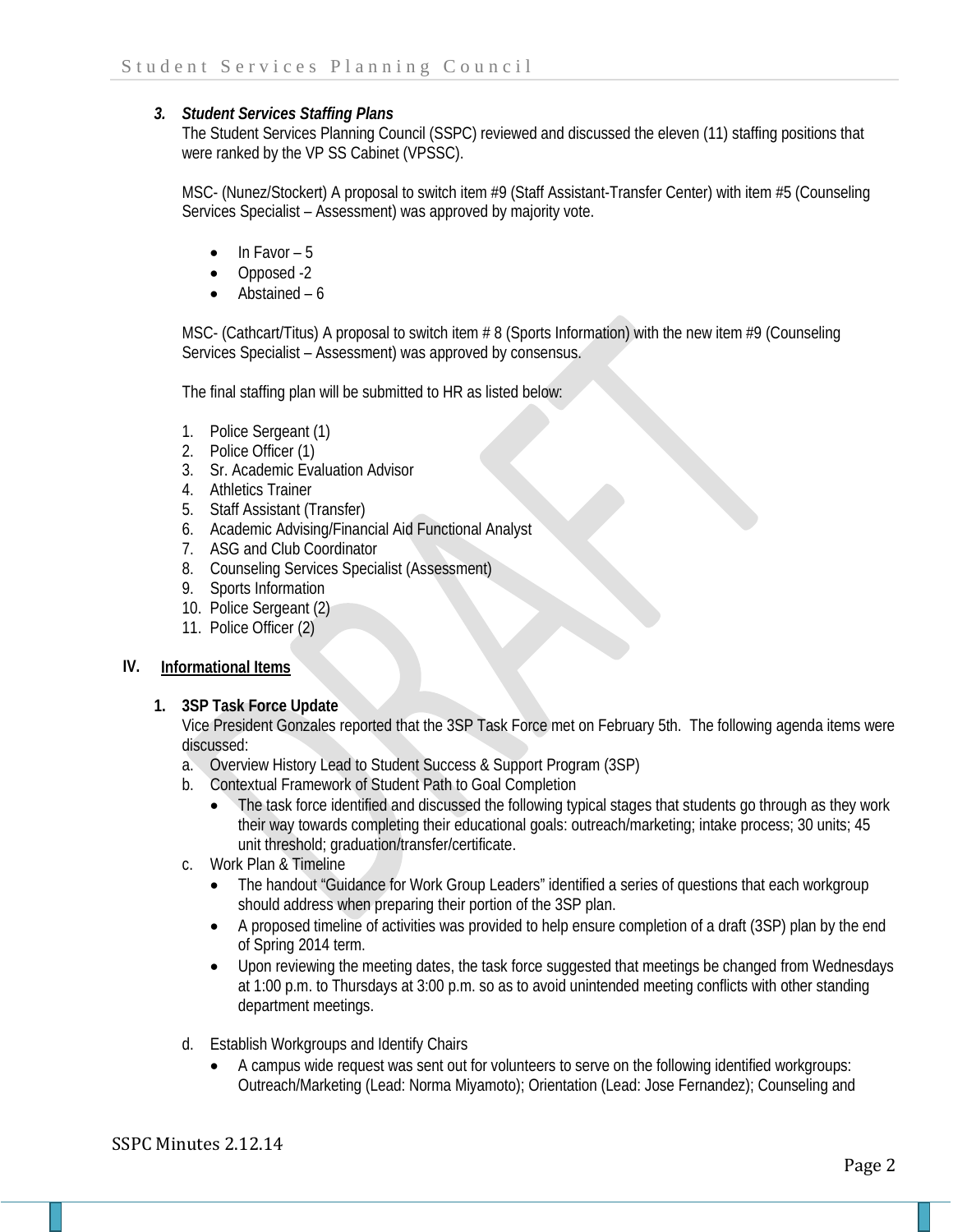### 3. *Student Services Staffing Plans*

The Student Services Planning Council (SSPC) reviewed and discussed the eleven (11) staffing positions that were ranked by the VP SS Cabinet (VPSSC).

MSC- (Nunez/Stockert) A proposal to switch item #9 (Staff Assistant-Transfer Center) with item #5 (Counseling Services Specialist – Assessment) was approved by majority vote.

- In Favor – 5
- Opposed -2
- Abstained – 6

MSC- (Cathcart/Titus) A proposal to switch item # 8 (Sports Information) with the new item #9 (Counseling Services Specialist – Assessment) was approved by consensus.

The final staffing plan will be submitted to HR as listed below:

1. Police Sergeant (1)
2. Police Officer (1)
3. Sr. Academic Evaluation Advisor
4. Athletics Trainer
5. Staff Assistant (Transfer)
6. Academic Advising/Financial Aid Functional Analyst
7. ASG and Club Coordinator
8. Counseling Services Specialist (Assessment)
9. Sports Information
10. Police Sergeant (2)
11. Police Officer (2)

## IV. <u>Informational Items</u>

### 1. 3SP Task Force Update

Vice President Gonzales reported that the 3SP Task Force met on February 5th. The following agenda items were discussed:

a. Overview History Lead to Student Success & Support Program (3SP)

b. Contextual Framework of Student Path to Goal Completion
   - The task force identified and discussed the following typical stages that students go through as they work their way towards completing their educational goals: outreach/marketing; intake process; 30 units; 45 unit threshold; graduation/transfer/certificate.

c. Work Plan & Timeline
   - The handout "Guidance for Work Group Leaders" identified a series of questions that each workgroup should address when preparing their portion of the 3SP plan.
   - A proposed timeline of activities was provided to help ensure completion of a draft (3SP) plan by the end of Spring 2014 term.
   - Upon reviewing the meeting dates, the task force suggested that meetings be changed from Wednesdays at 1:00 p.m. to Thursdays at 3:00 p.m. so as to avoid unintended meeting conflicts with other standing department meetings.

d. Establish Workgroups and Identify Chairs
   - A campus wide request was sent out for volunteers to serve on the following identified workgroups: Outreach/Marketing (Lead: Norma Miyamoto); Orientation (Lead: Jose Fernandez); Counseling and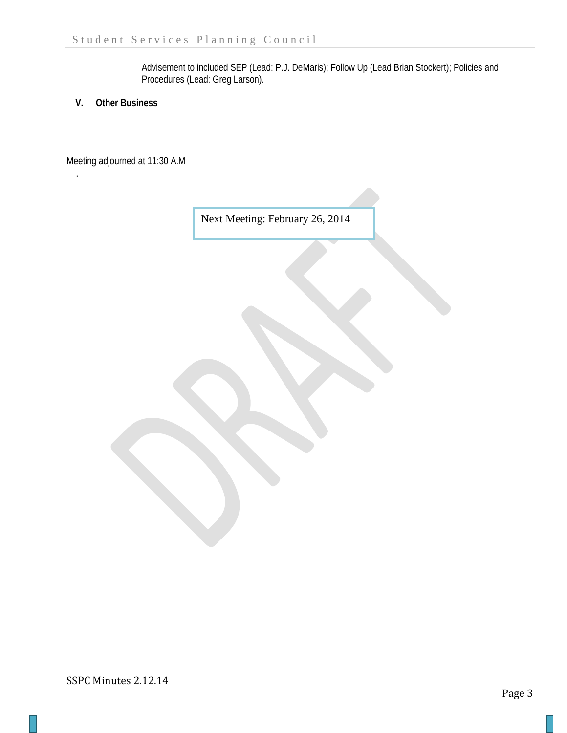Advisement to included SEP (Lead: P.J. DeMaris); Follow Up (Lead Brian Stockert); Policies and Procedures (Lead: Greg Larson).

## V. Other Business

Meeting adjourned at 11:30 A.M

.

Next Meeting: February 26, 2014